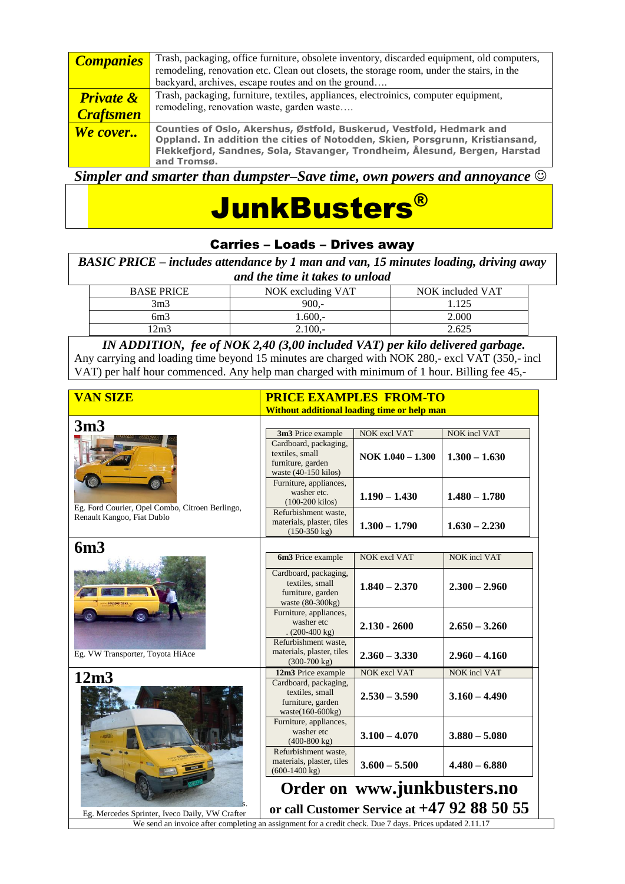| | |
|---|---|
| ***Companies*** | Trash, packaging, office furniture, obsolete inventory, discarded equipment, old computers, remodeling, renovation etc. Clean out closets, the storage room, under the stairs, in the backyard, archives, escape routes and on the ground…. |
| ***Private & Craftsmen*** | Trash, packaging, furniture, textiles, appliances, electroinics, computer equipment, remodeling, renovation waste, garden waste…. |
| ***We cover..*** | **Counties of Oslo, Akershus, Østfold, Buskerud, Vestfold, Hedmark and Oppland. In addition the cities of Notodden, Skien, Porsgrunn, Kristiansand, Flekkefjord, Sandnes, Sola, Stavanger, Trondheim, Ålesund, Bergen, Harstad and Tromsø.** |

***Simpler and smarter than dumpster–Save time, own powers and annoyance ☺***

# JunkBusters®

### Carries – Loads – Drives away

***BASIC PRICE – includes attendance by 1 man and van, 15 minutes loading, driving away and the time it takes to unload***

| BASE PRICE | NOK excluding VAT | NOK included VAT |
|---|---|---|
| 3m3 | 900,- | 1.125 |
| 6m3 | 1.600,- | 2.000 |
| 12m3 | 2.100,- | 2.625 |

***IN ADDITION, fee of NOK 2,40 (3,00 included VAT) per kilo delivered garbage.***

Any carrying and loading time beyond 15 minutes are charged with NOK 280,- excl VAT (350,- incl VAT) per half hour commenced. Any help man charged with minimum of 1 hour. Billing fee 45,-

| VAN SIZE | PRICE EXAMPLES FROM-TO<br>Without additional loading time or help man | | |
|---|---|---|---|
| **3m3**<br>Eg. Ford Courier, Opel Combo, Citroen Berlingo, Renault Kangoo, Fiat Dublo | **3m3** Price example | NOK excl VAT | NOK incl VAT |
| | Cardboard, packaging, textiles, small furniture, garden waste (40-150 kilos) | **NOK 1.040 – 1.300** | **1.300 – 1.630** |
| | Furniture, appliances, washer etc. (100-200 kilos) | **1.190 – 1.430** | **1.480 – 1.780** |
| | Refurbishment waste, materials, plaster, tiles (150-350 kg) | **1.300 – 1.790** | **1.630 – 2.230** |
| **6m3**<br>Eg. VW Transporter, Toyota HiAce | **6m3** Price example | NOK excl VAT | NOK incl VAT |
| | Cardboard, packaging, textiles, small furniture, garden waste (80-300kg) | **1.840 – 2.370** | **2.300 – 2.960** |
| | Furniture, appliances, washer etc . (200-400 kg) | **2.130 - 2600** | **2.650 – 3.260** |
| | Refurbishment waste, materials, plaster, tiles (300-700 kg) | **2.360 – 3.330** | **2.960 – 4.160** |
| **12m3**<br>Eg. Mercedes Sprinter, Iveco Daily, VW Crafter | **12m3** Price example | NOK excl VAT | NOK incl VAT |
| | Cardboard, packaging, textiles, small furniture, garden waste(160-600kg) | **2.530 – 3.590** | **3.160 – 4.490** |
| | Furniture, appliances, washer etc (400-800 kg) | **3.100 – 4.070** | **3.880 – 5.080** |
| | Refurbishment waste, materials, plaster, tiles (600-1400 kg) | **3.600 – 5.500** | **4.480 – 6.880** |

**Order on www.junkbusters.no**

**or call Customer Service at +47 92 88 50 55**

We send an invoice after completing an assignment for a credit check. Due 7 days. Prices updated 2.11.17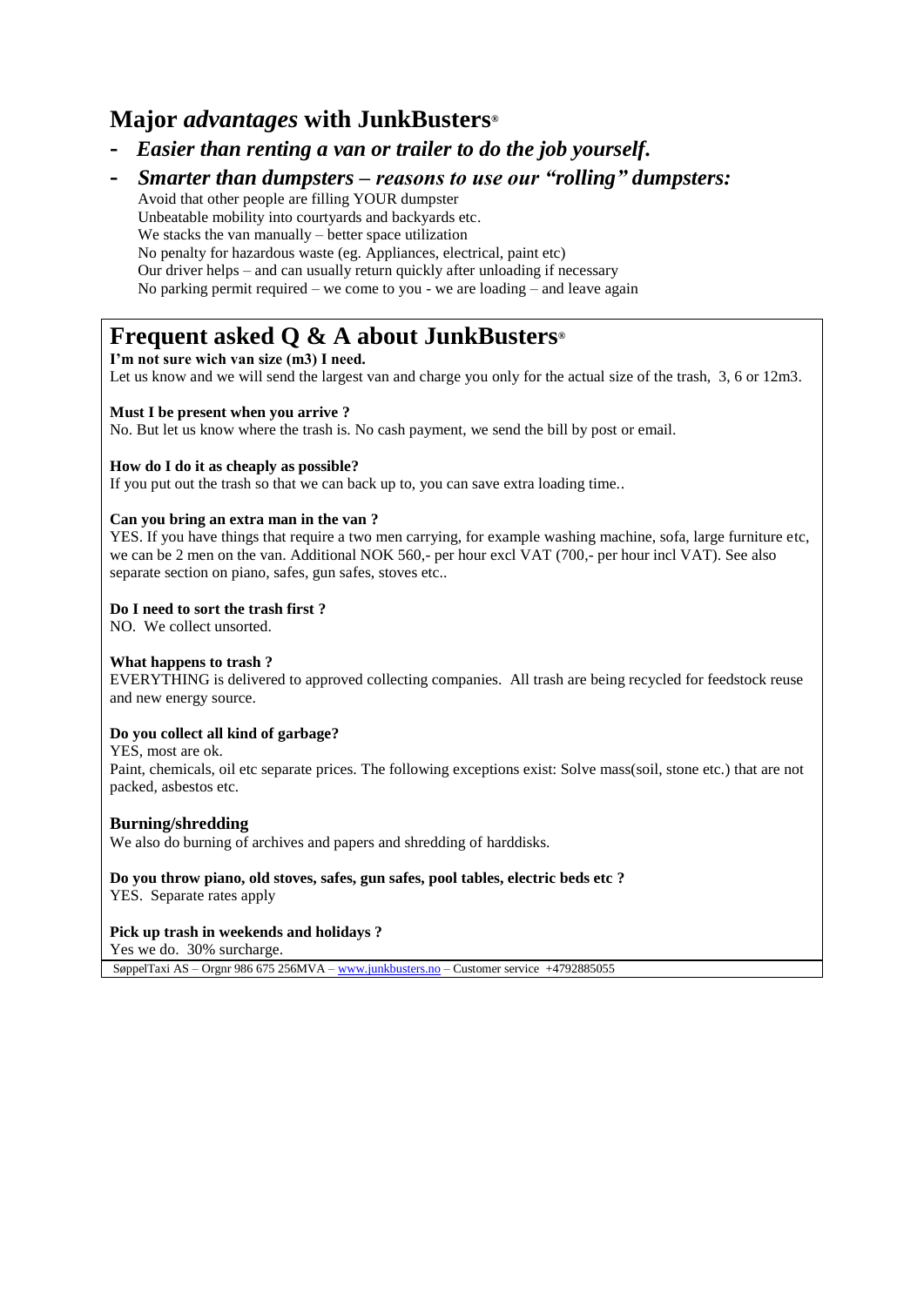## Major *advantages* with JunkBusters®

- ***Easier than renting a van or trailer to do the job yourself.***
- ***Smarter than dumpsters – reasons to use our "rolling" dumpsters:***

Avoid that other people are filling YOUR dumpster
Unbeatable mobility into courtyards and backyards etc.
We stacks the van manually – better space utilization
No penalty for hazardous waste (eg. Appliances, electrical, paint etc)
Our driver helps – and can usually return quickly after unloading if necessary
No parking permit required – we come to you - we are loading – and leave again

## Frequent asked Q & A about JunkBusters®

**I'm not sure wich van size (m3) I need.**
Let us know and we will send the largest van and charge you only for the actual size of the trash, 3, 6 or 12m3.

**Must I be present when you arrive ?**
No. But let us know where the trash is. No cash payment, we send the bill by post or email.

**How do I do it as cheaply as possible?**
If you put out the trash so that we can back up to, you can save extra loading time..

**Can you bring an extra man in the van ?**
YES. If you have things that require a two men carrying, for example washing machine, sofa, large furniture etc, we can be 2 men on the van. Additional NOK 560,- per hour excl VAT (700,- per hour incl VAT). See also separate section on piano, safes, gun safes, stoves etc..

**Do I need to sort the trash first ?**
NO. We collect unsorted.

**What happens to trash ?**
EVERYTHING is delivered to approved collecting companies. All trash are being recycled for feedstock reuse and new energy source.

**Do you collect all kind of garbage?**
YES, most are ok.
Paint, chemicals, oil etc separate prices. The following exceptions exist: Solve mass(soil, stone etc.) that are not packed, asbestos etc.

**Burning/shredding**
We also do burning of archives and papers and shredding of harddisks.

**Do you throw piano, old stoves, safes, gun safes, pool tables, electric beds etc ?**
YES. Separate rates apply

**Pick up trash in weekends and holidays ?**
Yes we do. 30% surcharge.

SøppelTaxi AS – Orgnr 986 675 256MVA – www.junkbusters.no – Customer service +4792885055